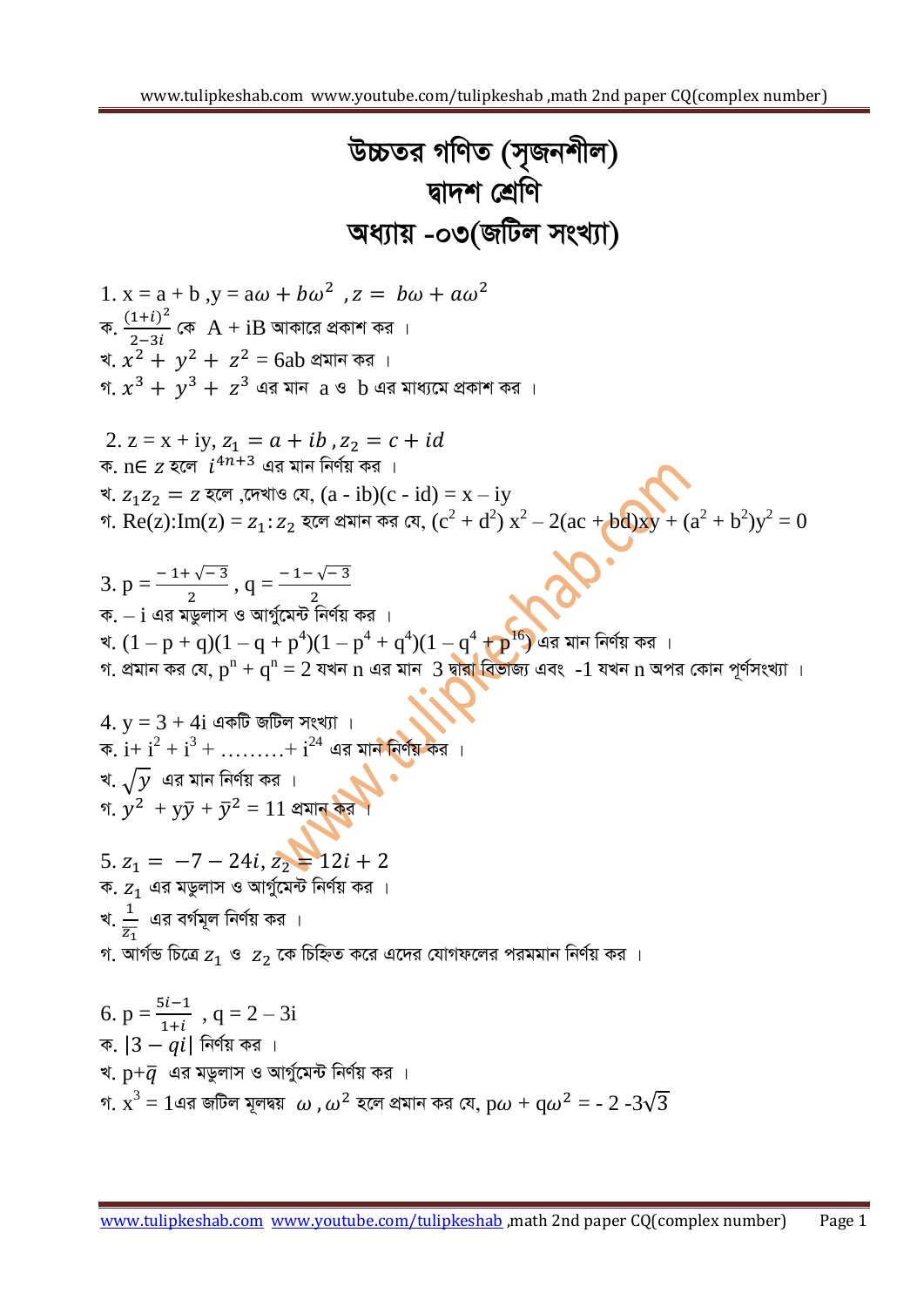# উচ্চতর গণিত (সৃজনশীল)
## দ্বাদশ শ্রেণি
## অধ্যায় -০৩(জটিল সংখ্যা)

1. $x = a + b$ , $y = a\omega + b\omega^2$ , $z = b\omega + a\omega^2$

ক. $\frac{(1+i)^2}{2-3i}$ কে $A + iB$ আকারে প্রকাশ কর ।

খ. $x^2 + y^2 + z^2 = 6ab$ প্রমান কর ।

গ. $x^3 + y^3 + z^3$ এর মান a ও b এর মাধ্যমে প্রকাশ কর ।

2. $z = x + iy$, $z_1 = a + ib$ , $z_2 = c + id$

ক. $n \in z$ হলে $i^{4n+3}$ এর মান নির্ণয় কর ।

খ. $z_1 z_2 = z$ হলে ,দেখাও যে, $(a - ib)(c - id) = x - iy$

গ. $Re(z):Im(z) = z_1 : z_2$ হলে প্রমান কর যে, $(c^2 + d^2)x^2 - 2(ac + bd)xy + (a^2 + b^2)y^2 = 0$

3. $p = \frac{-1+\sqrt{-3}}{2}$ , $q = \frac{-1-\sqrt{-3}}{2}$

ক. $-i$ এর মডুলাস ও আর্গুমেন্ট নির্ণয় কর ।

খ. $(1 - p + q)(1 - q + p^4)(1 - p^4 + q^4)(1 - q^4 + p^{16})$ এর মান নির্ণয় কর ।

গ. প্রমান কর যে, $p^n + q^n = 2$ যখন n এর মান 3 দ্বারা বিভাজ্য এবং -1 যখন n অপর কোন পূর্ণসংখ্যা ।

4. $y = 3 + 4i$ একটি জটিল সংখ্যা ।

ক. $i + i^2 + i^3 + \ldots\ldots\ldots + i^{24}$ এর মান নির্ণয় কর ।

খ. $\sqrt{y}$ এর মান নির্ণয় কর ।

গ. $y^2 + y\bar{y} + \bar{y}^2 = 11$ প্রমান কর ।

5. $z_1 = -7 - 24i$, $z_2 = 12i + 2$

ক. $z_1$ এর মডুলাস ও আর্গুমেন্ট নির্ণয় কর ।

খ. $\frac{1}{z_1}$ এর বর্গমূল নির্ণয় কর ।

গ. আর্গন্ড চিত্রে $z_1$ ও $z_2$ কে চিহ্নিত করে এদের যোগফলের পরমমান নির্ণয় কর ।

6. $p = \frac{5i-1}{1+i}$ , $q = 2 - 3i$

ক. $|3 - qi|$ নির্ণয় কর ।

খ. $p + \bar{q}$ এর মডুলাস ও আর্গুমেন্ট নির্ণয় কর ।

গ. $x^3 = 1$এর জটিল মূলদ্বয় $\omega$ , $\omega^2$ হলে প্রমান কর যে, $p\omega + q\omega^2 = -2 - 3\sqrt{3}$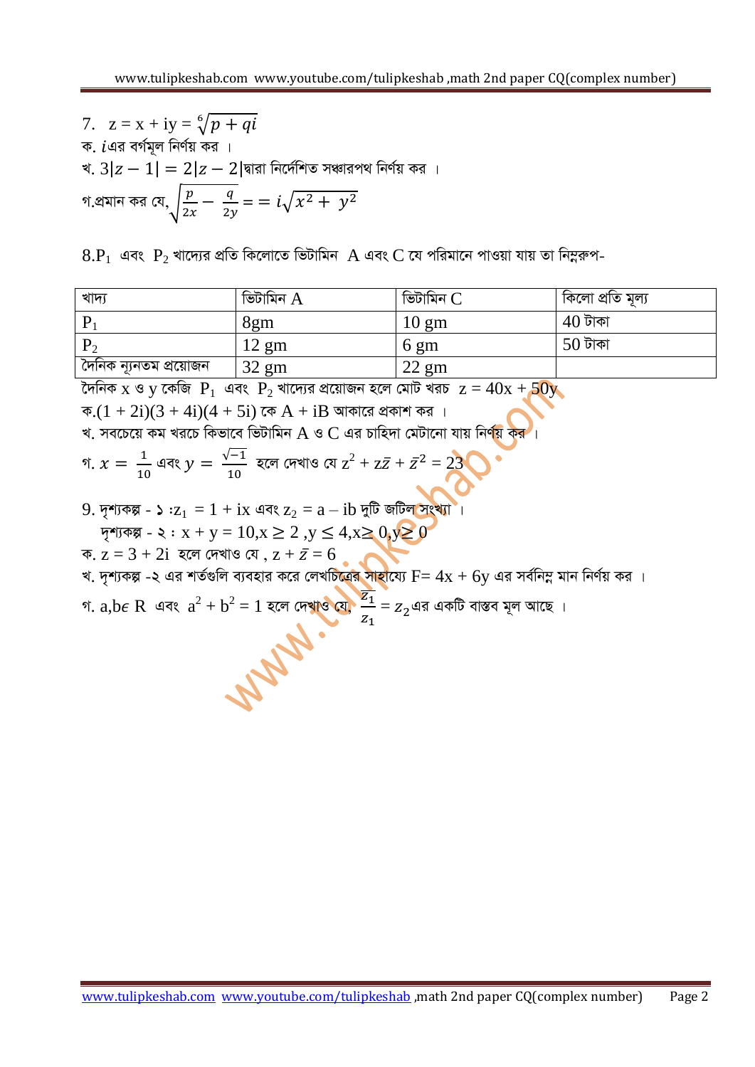7. $z = x + iy = \sqrt[6]{p + qi}$

ক. $i$এর বর্গমূল নির্ণয় কর ।

খ. $3|z - 1| = 2|z - 2|$দ্বারা নির্দেশিত সঞ্চারপথ নির্ণয় কর ।

গ.প্রমান কর যে, $\sqrt{\frac{p}{2x} - \frac{q}{2y}} == i\sqrt{x^2 + y^2}$

8.$P_1$ এবং $P_2$ খাদ্যের প্রতি কিলোতে ভিটামিন A এবং C যে পরিমানে পাওয়া যায় তা নিম্নরূপ-

| খাদ্য | ভিটামিন A | ভিটামিন C | কিলো প্রতি মূল্য |
|---|---|---|---|
| $P_1$ | 8gm | 10 gm | 40 টাকা |
| $P_2$ | 12 gm | 6 gm | 50 টাকা |
| দৈনিক ন্যূনতম প্রয়োজন | 32 gm | 22 gm | |

দৈনিক x ও y কেজি $P_1$ এবং $P_2$ খাদ্যের প্রয়োজন হলে মোট খরচ $z = 40x + 50y$

ক.$(1 + 2i)(3 + 4i)(4 + 5i)$ কে A + iB আকারে প্রকাশ কর ।

খ. সবচেয়ে কম খরচে কিভাবে ভিটামিন A ও C এর চাহিদা মেটানো যায় নির্ণয় কর ।

গ. $x = \frac{1}{10}$ এবং $y = \frac{\sqrt{-1}}{10}$ হলে দেখাও যে $z^2 + z\bar{z} + \bar{z}^2 = 23$

9. দৃশ্যকল্প - ১ :$z_1 = 1 + ix$ এবং $z_2 = a - ib$ দুটি জটিল সংখ্যা ।

দৃশ্যকল্প - ২ : $x + y = 10, x \geq 2, y \leq 4, x \geq 0, y \geq 0$

ক. $z = 3 + 2i$ হলে দেখাও যে , $z + \bar{z} = 6$

খ. দৃশ্যকল্প -২ এর শর্তগুলি ব্যবহার করে লেখচিত্রের সাহায্যে $F = 4x + 6y$ এর সর্বনিম্ন মান নির্ণয় কর ।

গ. $a, b \in R$ এবং $a^2 + b^2 = 1$ হলে দেখাও যে, $\frac{\bar{z_1}}{z_1} = z_2$এর একটি বাস্তব মূল আছে ।